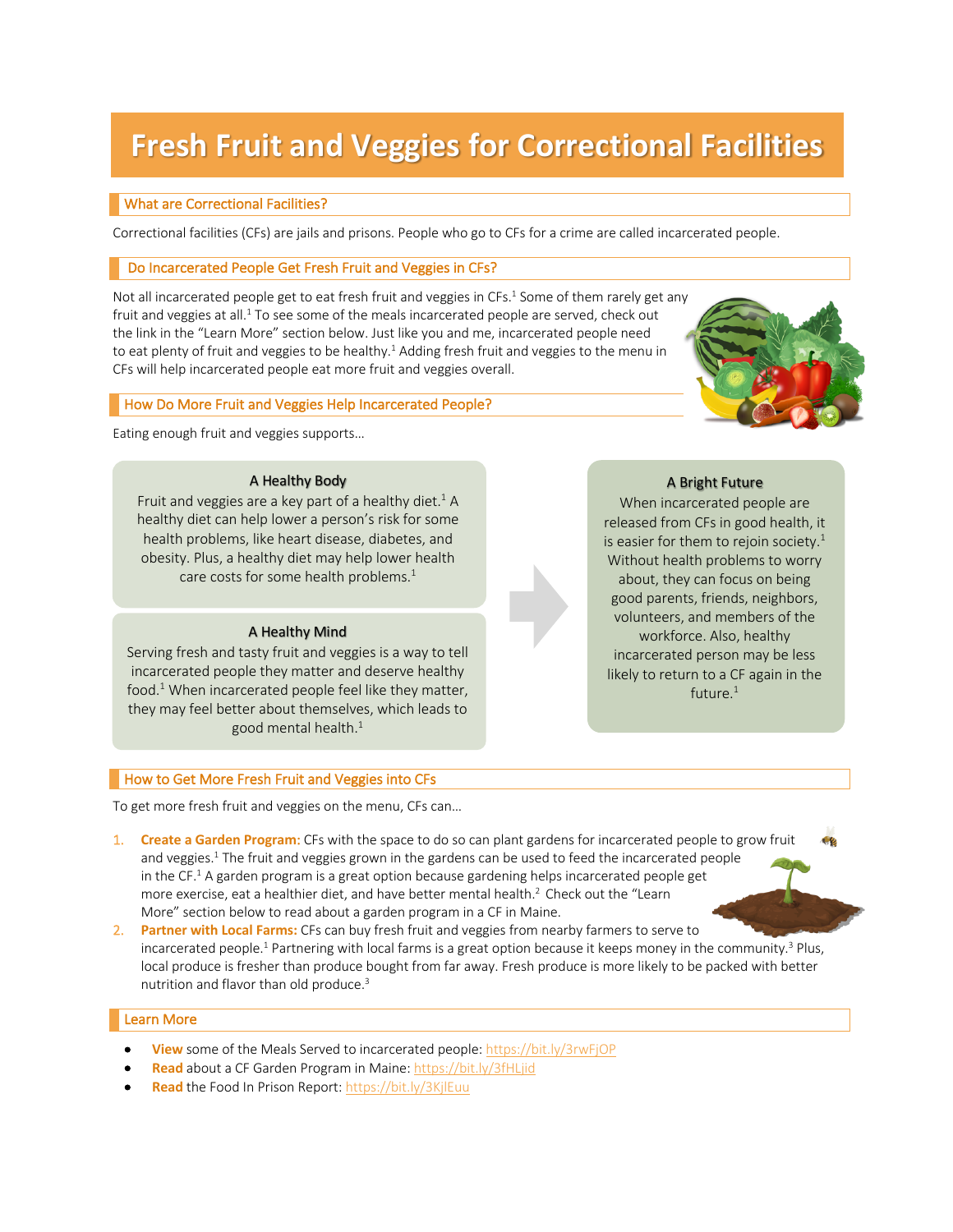# Fresh Fruit and Veggies for Correctional Facilities

## What are Correctional Facilities?

Correctional facilities (CFs) are jails and prisons. People who go to CFs for a crime are called incarcerated people.

## Do Incarcerated People Get Fresh Fruit and Veggies in CFs?

Not all incarcerated people get to eat fresh fruit and veggies in CFs.[1] Some of them rarely get any fruit and veggies at all.[1] To see some of the meals incarcerated people are served, check out the link in the "Learn More" section below. Just like you and me, incarcerated people need to eat plenty of fruit and veggies to be healthy.[1] Adding fresh fruit and veggies to the menu in CFs will help incarcerated people eat more fruit and veggies overall.

## How Do More Fruit and Veggies Help Incarcerated People?

Eating enough fruit and veggies supports…

### A Healthy Body

Fruit and veggies are a key part of a healthy diet.[1] A healthy diet can help lower a person's risk for some health problems, like heart disease, diabetes, and obesity. Plus, a healthy diet may help lower health care costs for some health problems.[1]

### A Healthy Mind

Serving fresh and tasty fruit and veggies is a way to tell incarcerated people they matter and deserve healthy food.[1] When incarcerated people feel like they matter, they may feel better about themselves, which leads to good mental health.[1]

### A Bright Future

When incarcerated people are released from CFs in good health, it is easier for them to rejoin society.[1] Without health problems to worry about, they can focus on being good parents, friends, neighbors, volunteers, and members of the workforce. Also, healthy incarcerated person may be less likely to return to a CF again in the future.[1]

## How to Get More Fresh Fruit and Veggies into CFs

To get more fresh fruit and veggies on the menu, CFs can…

1. **Create a Garden Program:** CFs with the space to do so can plant gardens for incarcerated people to grow fruit and veggies.[1] The fruit and veggies grown in the gardens can be used to feed the incarcerated people in the CF.[1] A garden program is a great option because gardening helps incarcerated people get more exercise, eat a healthier diet, and have better mental health.[2] Check out the "Learn More" section below to read about a garden program in a CF in Maine.
2. **Partner with Local Farms:** CFs can buy fresh fruit and veggies from nearby farmers to serve to incarcerated people.[1] Partnering with local farms is a great option because it keeps money in the community.[3] Plus, local produce is fresher than produce bought from far away. Fresh produce is more likely to be packed with better nutrition and flavor than old produce.[3]

## Learn More

- **View** some of the Meals Served to incarcerated people: https://bit.ly/3rwFjOP
- **Read** about a CF Garden Program in Maine: https://bit.ly/3fHLjid
- **Read** the Food In Prison Report: https://bit.ly/3KjlEuu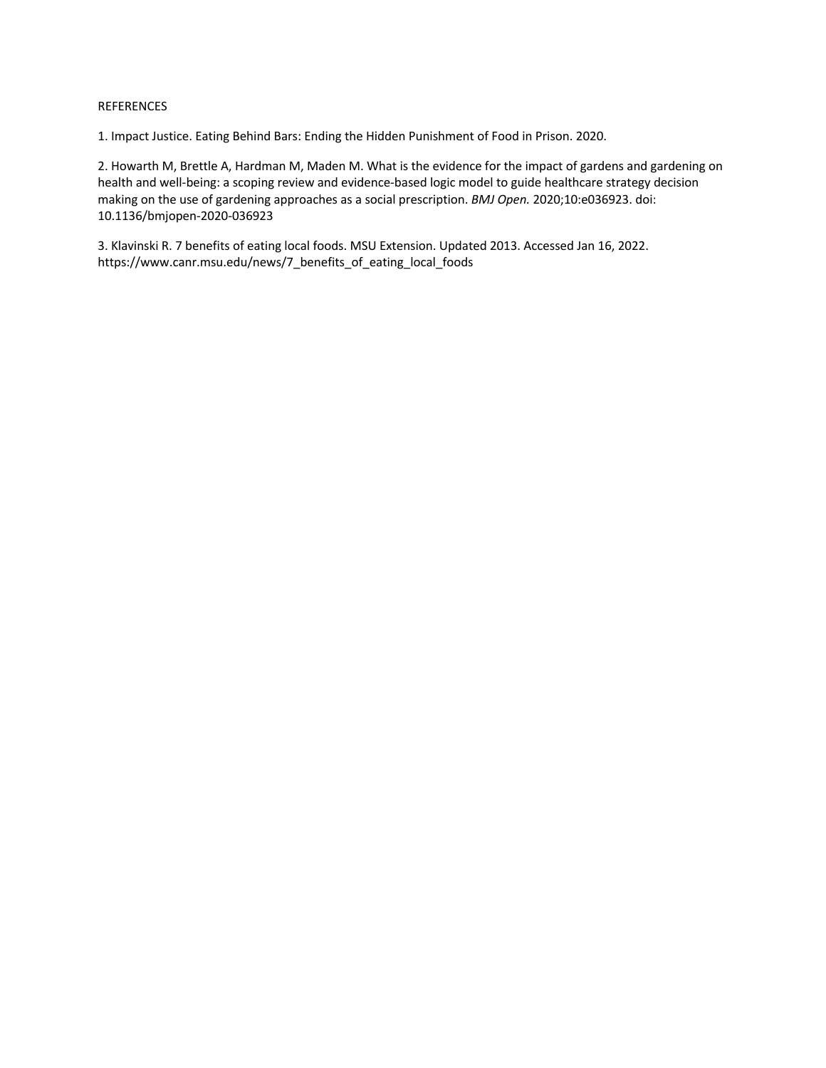REFERENCES

1. Impact Justice. Eating Behind Bars: Ending the Hidden Punishment of Food in Prison. 2020.

2. Howarth M, Brettle A, Hardman M, Maden M. What is the evidence for the impact of gardens and gardening on health and well-being: a scoping review and evidence-based logic model to guide healthcare strategy decision making on the use of gardening approaches as a social prescription. *BMJ Open.* 2020;10:e036923. doi: 10.1136/bmjopen-2020-036923

3. Klavinski R. 7 benefits of eating local foods. MSU Extension. Updated 2013. Accessed Jan 16, 2022. https://www.canr.msu.edu/news/7_benefits_of_eating_local_foods